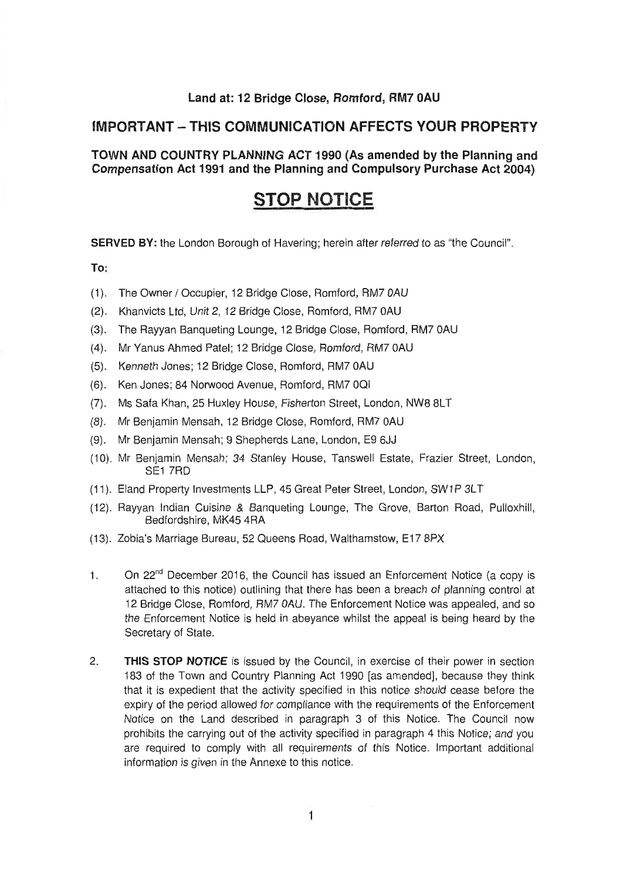**Land at: 12 Bridge Close, Romford, RM7 0AU**

## IMPORTANT – THIS COMMUNICATION AFFECTS YOUR PROPERTY

**TOWN AND COUNTRY PLANNING ACT 1990 (As amended by the Planning and Compensation Act 1991 and the Planning and Compulsory Purchase Act 2004)**

# STOP NOTICE

**SERVED BY:** the London Borough of Havering; herein after referred to as "the Council".

**To:**

(1). The Owner / Occupier, 12 Bridge Close, Romford, RM7 0AU

(2). Khanvicts Ltd, Unit 2, 12 Bridge Close, Romford, RM7 0AU

(3). The Rayyan Banqueting Lounge, 12 Bridge Close, Romford, RM7 0AU

(4). Mr Yanus Ahmed Patel; 12 Bridge Close, Romford, RM7 0AU

(5). Kenneth Jones; 12 Bridge Close, Romford, RM7 0AU

(6). Ken Jones; 84 Norwood Avenue, Romford, RM7 0QI

(7). Ms Safa Khan, 25 Huxley House, Fisherton Street, London, NW8 8LT

(8). Mr Benjamin Mensah, 12 Bridge Close, Romford, RM7 0AU

(9). Mr Benjamin Mensah; 9 Shepherds Lane, London, E9 6JJ

(10). Mr Benjamin Mensah; 34 Stanley House, Tanswell Estate, Frazier Street, London, SE1 7RD

(11). Eland Property Investments LLP, 45 Great Peter Street, London, SW1P 3LT

(12). Rayyan Indian Cuisine & Banqueting Lounge, The Grove, Barton Road, Pulloxhill, Bedfordshire, MK45 4RA

(13). Zobia's Marriage Bureau, 52 Queens Road, Walthamstow, E17 8PX

1. On 22nd December 2016, the Council has issued an Enforcement Notice (a copy is attached to this notice) outlining that there has been a breach of planning control at 12 Bridge Close, Romford, RM7 0AU. The Enforcement Notice was appealed, and so the Enforcement Notice is held in abeyance whilst the appeal is being heard by the Secretary of State.

2. **THIS STOP NOTICE** is issued by the Council, in exercise of their power in section 183 of the Town and Country Planning Act 1990 [as amended], because they think that it is expedient that the activity specified in this notice should cease before the expiry of the period allowed for compliance with the requirements of the Enforcement Notice on the Land described in paragraph 3 of this Notice. The Council now prohibits the carrying out of the activity specified in paragraph 4 this Notice; and you are required to comply with all requirements of this Notice. Important additional information is given in the Annexe to this notice.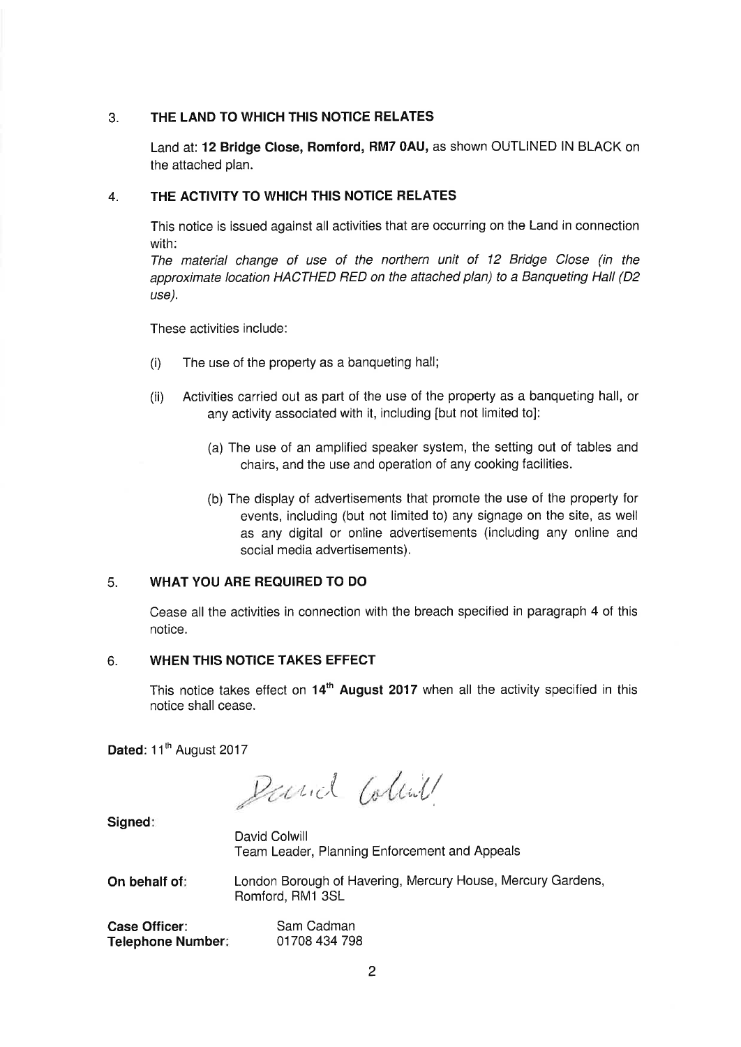## 3. THE LAND TO WHICH THIS NOTICE RELATES

Land at: **12 Bridge Close, Romford, RM7 0AU,** as shown OUTLINED IN BLACK on the attached plan.

## 4. THE ACTIVITY TO WHICH THIS NOTICE RELATES

This notice is issued against all activities that are occurring on the Land in connection with:

*The material change of use of the northern unit of 12 Bridge Close (in the approximate location HACTHED RED on the attached plan) to a Banqueting Hall (D2 use).*

These activities include:

(i) The use of the property as a banqueting hall;

(ii) Activities carried out as part of the use of the property as a banqueting hall, or any activity associated with it, including [but not limited to]:

(a) The use of an amplified speaker system, the setting out of tables and chairs, and the use and operation of any cooking facilities.

(b) The display of advertisements that promote the use of the property for events, including (but not limited to) any signage on the site, as well as any digital or online advertisements (including any online and social media advertisements).

## 5. WHAT YOU ARE REQUIRED TO DO

Cease all the activities in connection with the breach specified in paragraph 4 of this notice.

## 6. WHEN THIS NOTICE TAKES EFFECT

This notice takes effect on **14th August 2017** when all the activity specified in this notice shall cease.

**Dated**: 11th August 2017

**Signed**: David Colwill

David Colwill
Team Leader, Planning Enforcement and Appeals

**On behalf of**: London Borough of Havering, Mercury House, Mercury Gardens, Romford, RM1 3SL

**Case Officer**: Sam Cadman
**Telephone Number**: 01708 434 798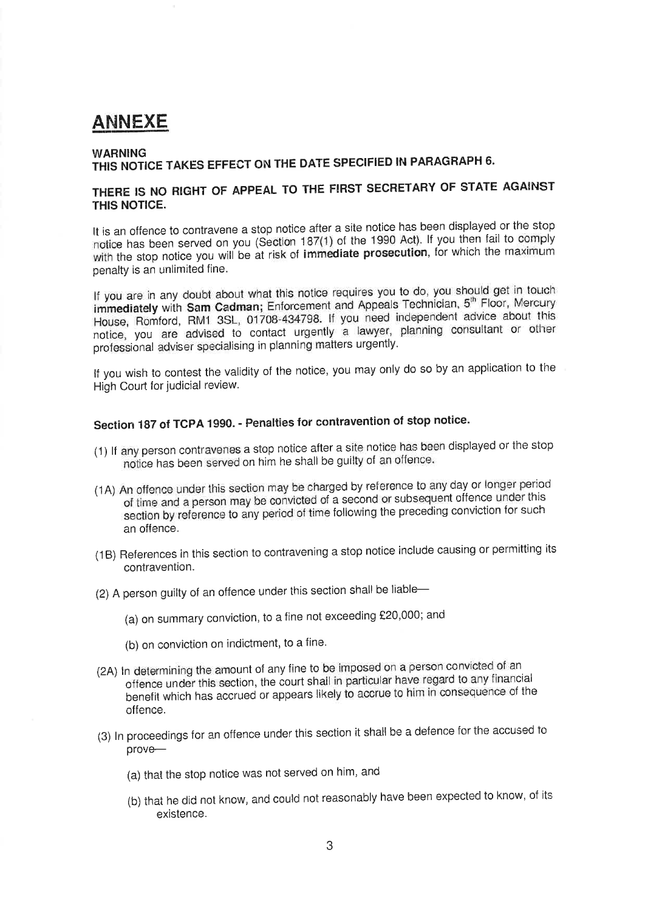# ANNEXE

**WARNING**
**THIS NOTICE TAKES EFFECT ON THE DATE SPECIFIED IN PARAGRAPH 6.**

**THERE IS NO RIGHT OF APPEAL TO THE FIRST SECRETARY OF STATE AGAINST THIS NOTICE.**

It is an offence to contravene a stop notice after a site notice has been displayed or the stop notice has been served on you (Section 187(1) of the 1990 Act). If you then fail to comply with the stop notice you will be at risk of **immediate prosecution**, for which the maximum penalty is an unlimited fine.

If you are in any doubt about what this notice requires you to do, you should get in touch **immediately** with **Sam Cadman;** Enforcement and Appeals Technician, 5th Floor, Mercury House, Romford, RM1 3SL, 01708-434798. If you need independent advice about this notice, you are advised to contact urgently a lawyer, planning consultant or other professional adviser specialising in planning matters urgently.

If you wish to contest the validity of the notice, you may only do so by an application to the High Court for judicial review.

### Section 187 of TCPA 1990. - Penalties for contravention of stop notice.

(1) If any person contravenes a stop notice after a site notice has been displayed or the stop notice has been served on him he shall be guilty of an offence.

(1A) An offence under this section may be charged by reference to any day or longer period of time and a person may be convicted of a second or subsequent offence under this section by reference to any period of time following the preceding conviction for such an offence.

(1B) References in this section to contravening a stop notice include causing or permitting its contravention.

(2) A person guilty of an offence under this section shall be liable—

(a) on summary conviction, to a fine not exceeding £20,000; and

(b) on conviction on indictment, to a fine.

(2A) In determining the amount of any fine to be imposed on a person convicted of an offence under this section, the court shall in particular have regard to any financial benefit which has accrued or appears likely to accrue to him in consequence of the offence.

(3) In proceedings for an offence under this section it shall be a defence for the accused to prove—

(a) that the stop notice was not served on him, and

(b) that he did not know, and could not reasonably have been expected to know, of its existence.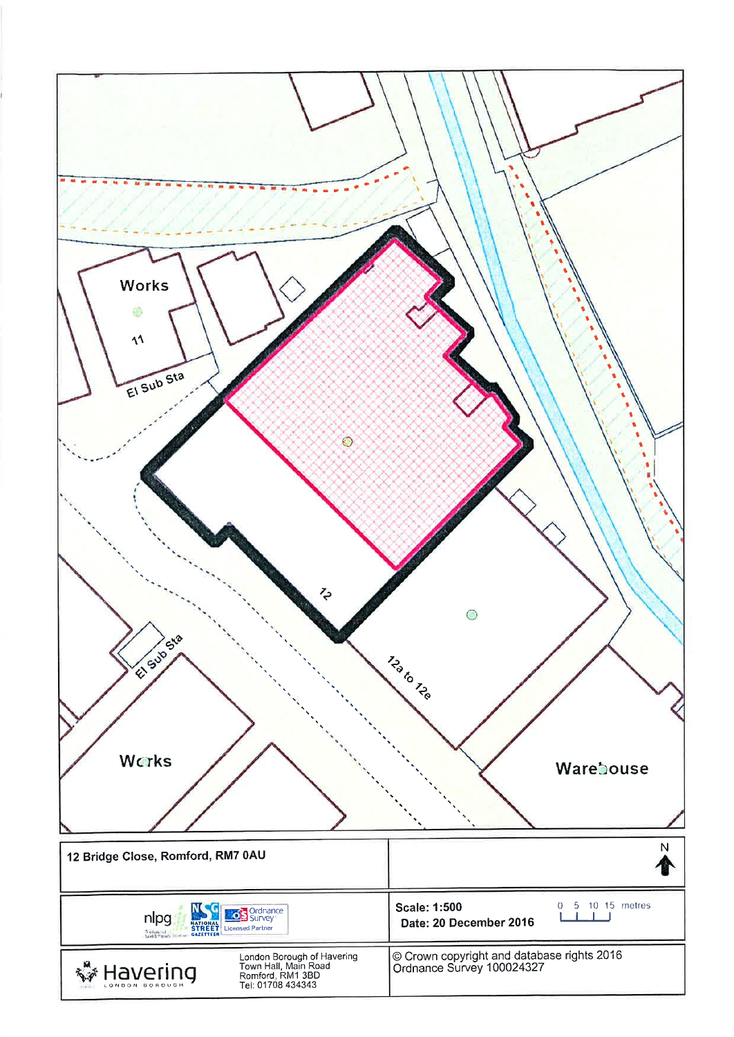Works

11

El Sub Sta

12

El Sub Sta

12a to 12e

Works

Warehouse

| | |
|---|---|
| 12 Bridge Close, Romford, RM7 0AU | N |
| nlpg NSG NATIONAL STREET GAZETTEER Ordnance Survey Licensed Partner | Scale: 1:500<br>Date: 20 December 2016<br>0 5 10 15 metres |
| Havering LONDON BOROUGH<br>London Borough of Havering<br>Town Hall, Main Road<br>Romford, RM1 3BD<br>Tel: 01708 434343 | © Crown copyright and database rights 2016<br>Ordnance Survey 100024327 |